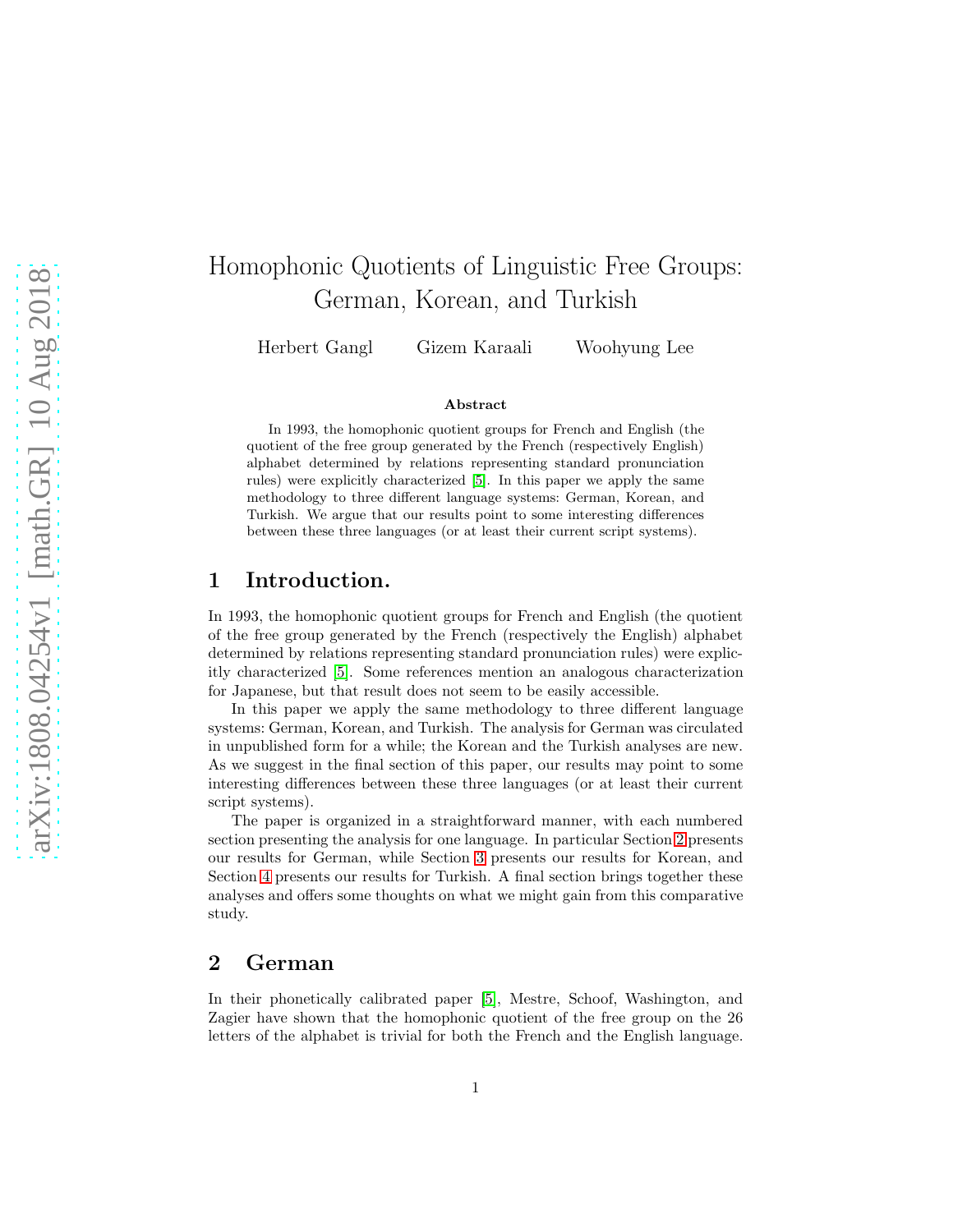# Homophonic Quotients of Linguistic Free Groups: German, Korean, and Turkish

Herbert Gangl  Gizem Karaali  Woohyung Lee

**Abstract**

In 1993, the homophonic quotient groups for French and English (the quotient of the free group generated by the French (respectively English) alphabet determined by relations representing standard pronunciation rules) were explicitly characterized [5]. In this paper we apply the same methodology to three different language systems: German, Korean, and Turkish. We argue that our results point to some interesting differences between these three languages (or at least their current script systems).

## 1 Introduction.

In 1993, the homophonic quotient groups for French and English (the quotient of the free group generated by the French (respectively the English) alphabet determined by relations representing standard pronunciation rules) were explicitly characterized [5]. Some references mention an analogous characterization for Japanese, but that result does not seem to be easily accessible.

In this paper we apply the same methodology to three different language systems: German, Korean, and Turkish. The analysis for German was circulated in unpublished form for a while; the Korean and the Turkish analyses are new. As we suggest in the final section of this paper, our results may point to some interesting differences between these three languages (or at least their current script systems).

The paper is organized in a straightforward manner, with each numbered section presenting the analysis for one language. In particular Section 2 presents our results for German, while Section 3 presents our results for Korean, and Section 4 presents our results for Turkish. A final section brings together these analyses and offers some thoughts on what we might gain from this comparative study.

## 2 German

In their phonetically calibrated paper [5], Mestre, Schoof, Washington, and Zagier have shown that the homophonic quotient of the free group on the 26 letters of the alphabet is trivial for both the French and the English language.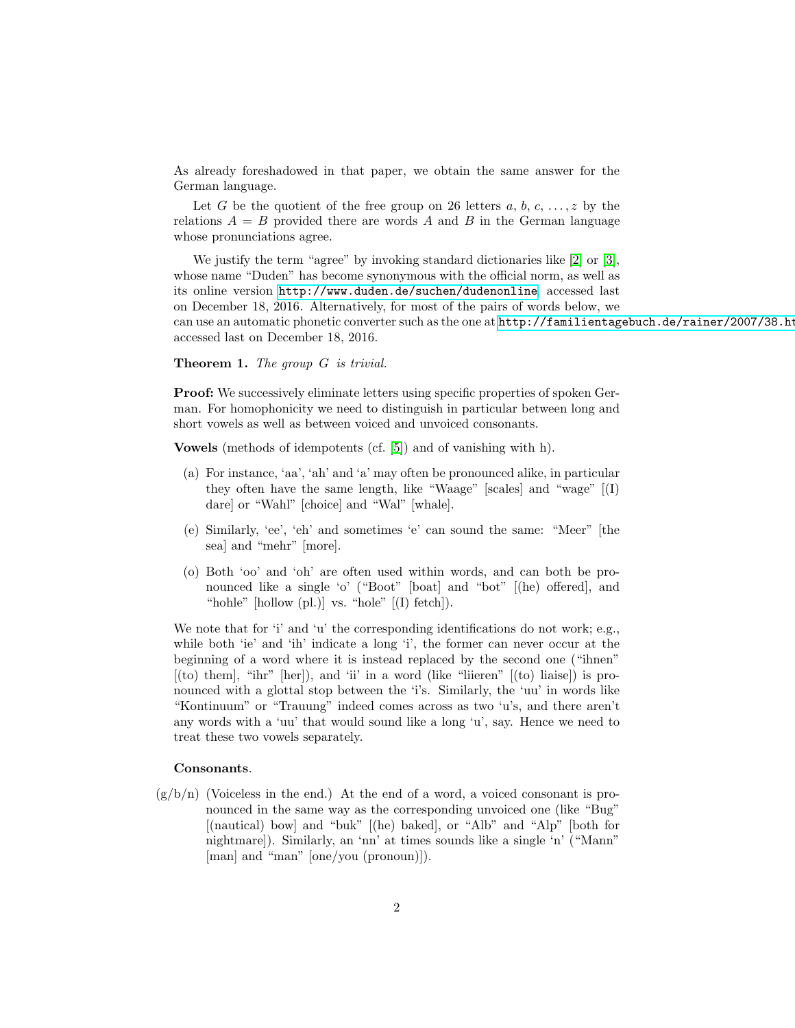As already foreshadowed in that paper, we obtain the same answer for the German language.

Let $G$ be the quotient of the free group on 26 letters $a, b, c, \dots, z$ by the relations $A = B$ provided there are words $A$ and $B$ in the German language whose pronunciations agree.

We justify the term "agree" by invoking standard dictionaries like [2] or [3], whose name "Duden" has become synonymous with the official norm, as well as its online version `http://www.duden.de/suchen/dudenonline`, accessed last on December 18, 2016. Alternatively, for most of the pairs of words below, we can use an automatic phonetic converter such as the one at `http://familientagebuch.de/rainer/2007/38.ht` accessed last on December 18, 2016.

**Theorem 1.** *The group $G$ is trivial.*

**Proof:** We successively eliminate letters using specific properties of spoken German. For homophonicity we need to distinguish in particular between long and short vowels as well as between voiced and unvoiced consonants.

**Vowels** (methods of idempotents (cf. [5]) and of vanishing with h).

(a) For instance, 'aa', 'ah' and 'a' may often be pronounced alike, in particular they often have the same length, like "Waage" [scales] and "wage" [(I) dare] or "Wahl" [choice] and "Wal" [whale].

(e) Similarly, 'ee', 'eh' and sometimes 'e' can sound the same: "Meer" [the sea] and "mehr" [more].

(o) Both 'oo' and 'oh' are often used within words, and can both be pronounced like a single 'o' ("Boot" [boat] and "bot" [(he) offered], and "hohle" [hollow (pl.)] vs. "hole" [(I) fetch]).

We note that for 'i' and 'u' the corresponding identifications do not work; e.g., while both 'ie' and 'ih' indicate a long 'i', the former can never occur at the beginning of a word where it is instead replaced by the second one ("ihnen" [(to) them], "ihr" [her]), and 'ii' in a word (like "liieren" [(to) liaise]) is pronounced with a glottal stop between the 'i's. Similarly, the 'uu' in words like "Kontinuum" or "Trauung" indeed comes across as two 'u's, and there aren't any words with a 'uu' that would sound like a long 'u', say. Hence we need to treat these two vowels separately.

**Consonants**.

(g/b/n) (Voiceless in the end.) At the end of a word, a voiced consonant is pronounced in the same way as the corresponding unvoiced one (like "Bug" [(nautical) bow] and "buk" [(he) baked], or "Alb" and "Alp" [both for nightmare]). Similarly, an 'nn' at times sounds like a single 'n' ("Mann" [man] and "man" [one/you (pronoun)]).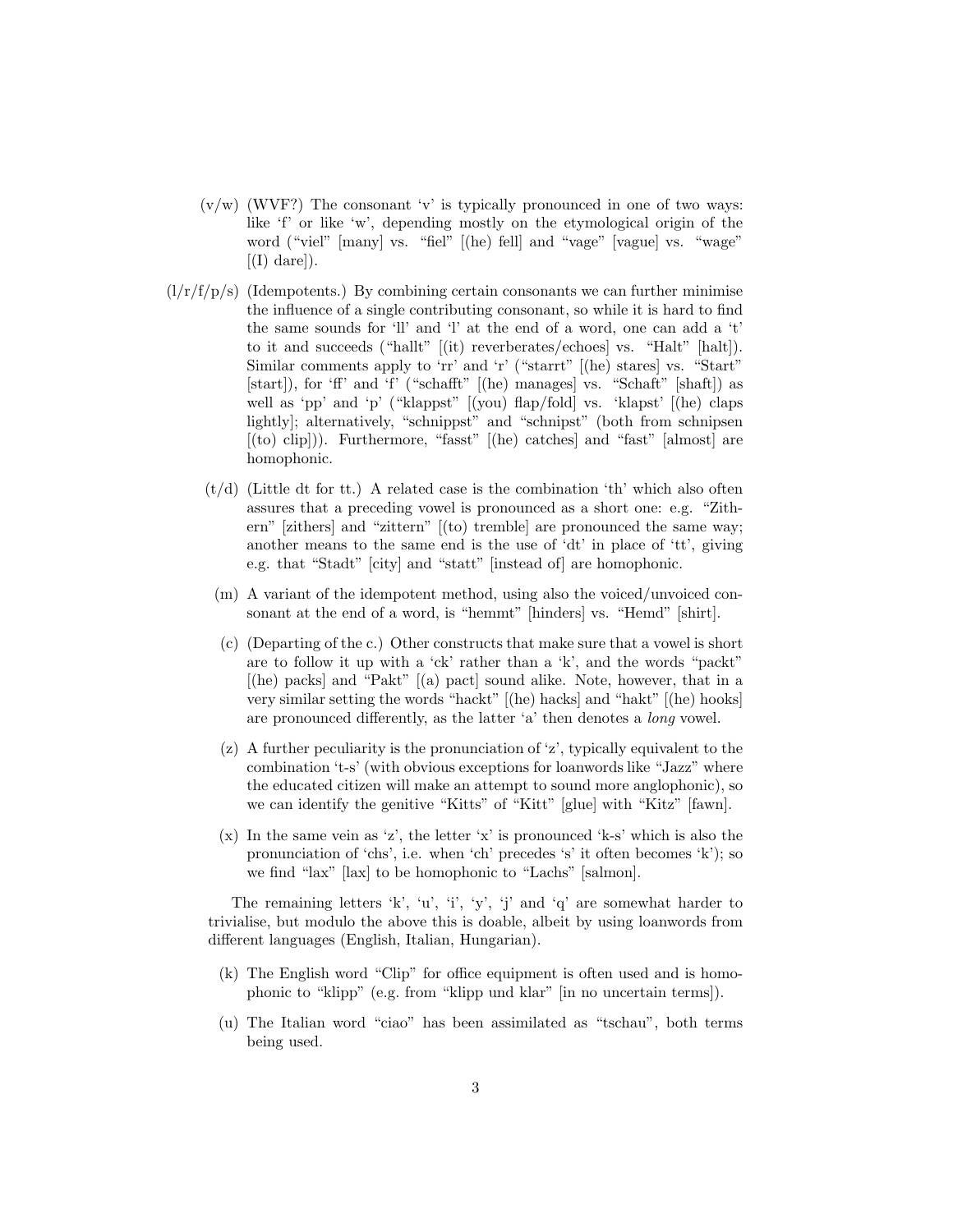- (v/w) (WVF?) The consonant ‘v’ is typically pronounced in one of two ways: like ‘f’ or like ‘w’, depending mostly on the etymological origin of the word (“viel” [many] vs. “fiel” [(he) fell] and “vage” [vague] vs. “wage” [(I) dare]).

- (l/r/f/p/s) (Idempotents.) By combining certain consonants we can further minimise the influence of a single contributing consonant, so while it is hard to find the same sounds for ‘ll’ and ‘l’ at the end of a word, one can add a ‘t’ to it and succeeds (“hallt” [(it) reverberates/echoes] vs. “Halt” [halt]). Similar comments apply to ‘rr’ and ‘r’ (“starrt” [(he) stares] vs. “Start” [start]), for ‘ff’ and ‘f’ (“schafft” [(he) manages] vs. “Schaft” [shaft]) as well as ‘pp’ and ‘p’ (“klappst” [(you) flap/fold] vs. ‘klapst’ [(he) claps lightly]; alternatively, “schnippst” and “schnipst” (both from schnipsen [(to) clip])). Furthermore, “fasst” [(he) catches] and “fast” [almost] are homophonic.

- (t/d) (Little dt for tt.) A related case is the combination ‘th’ which also often assures that a preceding vowel is pronounced as a short one: e.g. “Zithern” [zithers] and “zittern” [(to) tremble] are pronounced the same way; another means to the same end is the use of ‘dt’ in place of ‘tt’, giving e.g. that “Stadt” [city] and “statt” [instead of] are homophonic.

- (m) A variant of the idempotent method, using also the voiced/unvoiced consonant at the end of a word, is “hemmt” [hinders] vs. “Hemd” [shirt].

- (c) (Departing of the c.) Other constructs that make sure that a vowel is short are to follow it up with a ‘ck’ rather than a ‘k’, and the words “packt” [(he) packs] and “Pakt” [(a) pact] sound alike. Note, however, that in a very similar setting the words “hackt” [(he) hacks] and “hakt” [(he) hooks] are pronounced differently, as the latter ‘a’ then denotes a *long* vowel.

- (z) A further peculiarity is the pronunciation of ‘z’, typically equivalent to the combination ‘t-s’ (with obvious exceptions for loanwords like “Jazz” where the educated citizen will make an attempt to sound more anglophonic), so we can identify the genitive “Kitts” of “Kitt” [glue] with “Kitz” [fawn].

- (x) In the same vein as ‘z’, the letter ‘x’ is pronounced ‘k-s’ which is also the pronunciation of ‘chs’, i.e. when ‘ch’ precedes ‘s’ it often becomes ‘k’); so we find “lax” [lax] to be homophonic to “Lachs” [salmon].

The remaining letters ‘k’, ‘u’, ‘i’, ‘y’, ‘j’ and ‘q’ are somewhat harder to trivialise, but modulo the above this is doable, albeit by using loanwords from different languages (English, Italian, Hungarian).

- (k) The English word “Clip” for office equipment is often used and is homophonic to “klipp” (e.g. from “klipp und klar” [in no uncertain terms]).

- (u) The Italian word “ciao” has been assimilated as “tschau”, both terms being used.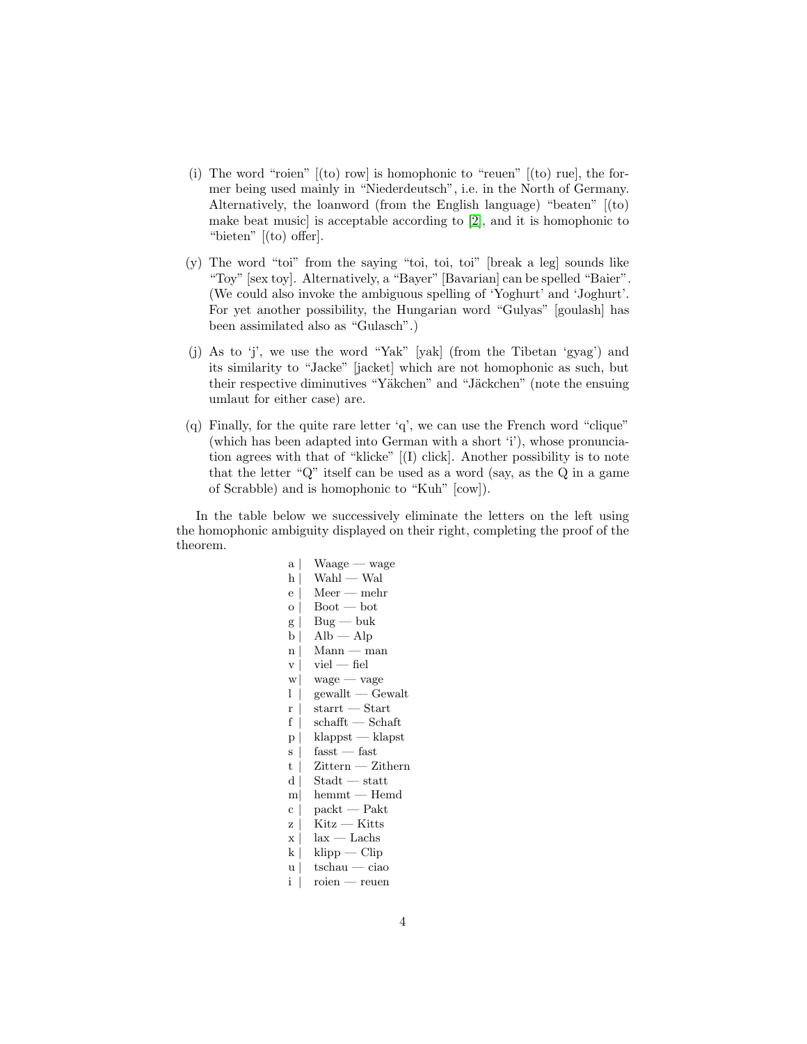(i) The word "roien" [(to) row] is homophonic to "reuen" [(to) rue], the former being used mainly in "Niederdeutsch", i.e. in the North of Germany. Alternatively, the loanword (from the English language) "beaten" [(to) make beat music] is acceptable according to [2], and it is homophonic to "bieten" [(to) offer].

(y) The word "toi" from the saying "toi, toi, toi" [break a leg] sounds like "Toy" [sex toy]. Alternatively, a "Bayer" [Bavarian] can be spelled "Baier". (We could also invoke the ambiguous spelling of 'Yoghurt' and 'Joghurt'. For yet another possibility, the Hungarian word "Gulyas" [goulash] has been assimilated also as "Gulasch".)

(j) As to 'j', we use the word "Yak" [yak] (from the Tibetan 'gyag') and its similarity to "Jacke" [jacket] which are not homophonic as such, but their respective diminutives "Yäkchen" and "Jäckchen" (note the ensuing umlaut for either case) are.

(q) Finally, for the quite rare letter 'q', we can use the French word "clique" (which has been adapted into German with a short 'i'), whose pronunciation agrees with that of "klicke" [(I) click]. Another possibility is to note that the letter "Q" itself can be used as a word (say, as the Q in a game of Scrabble) and is homophonic to "Kuh" [cow]).

In the table below we successively eliminate the letters on the left using the homophonic ambiguity displayed on their right, completing the proof of the theorem.

| | |
|---|---|
| a | Waage — wage |
| h | Wahl — Wal |
| e | Meer — mehr |
| o | Boot — bot |
| g | Bug — buk |
| b | Alb — Alp |
| n | Mann — man |
| v | viel — fiel |
| w | wage — vage |
| l | gewallt — Gewalt |
| r | starrt — Start |
| f | schafft — Schaft |
| p | klappst — klapst |
| s | fasst — fast |
| t | Zittern — Zithern |
| d | Stadt — statt |
| m | hemmt — Hemd |
| c | packt — Pakt |
| z | Kitz — Kitts |
| x | lax — Lachs |
| k | klipp — Clip |
| u | tschau — ciao |
| i | roien — reuen |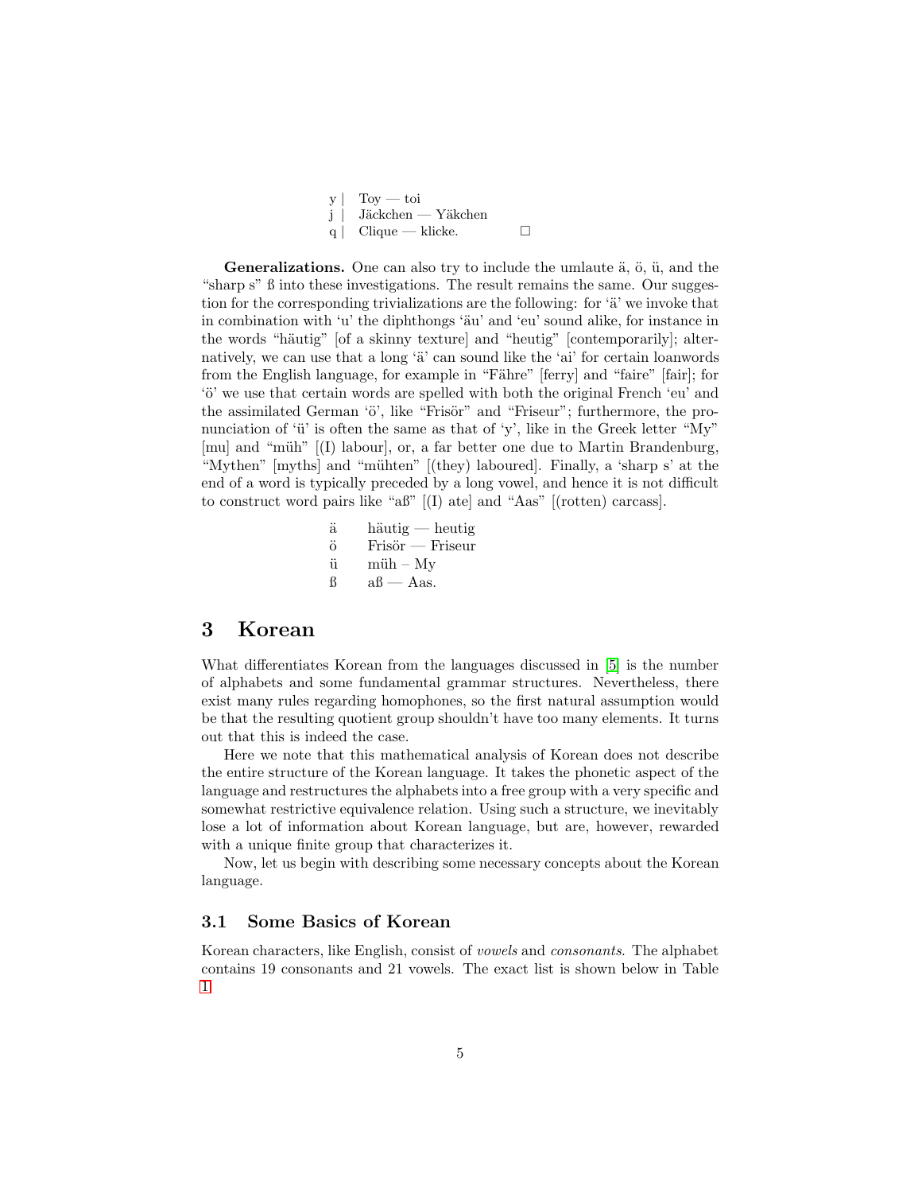y | Toy — toi
j | Jäckchen — Yäkchen
q | Clique — klicke. □

**Generalizations.** One can also try to include the umlaute ä, ö, ü, and the "sharp s" ß into these investigations. The result remains the same. Our suggestion for the corresponding trivializations are the following: for 'ä' we invoke that in combination with 'u' the diphthongs 'äu' and 'eu' sound alike, for instance in the words "häutig" [of a skinny texture] and "heutig" [contemporarily]; alternatively, we can use that a long 'ä' can sound like the 'ai' for certain loanwords from the English language, for example in "Fähre" [ferry] and "faire" [fair]; for 'ö' we use that certain words are spelled with both the original French 'eu' and the assimilated German 'ö', like "Frisör" and "Friseur"; furthermore, the pronunciation of 'ü' is often the same as that of 'y', like in the Greek letter "My" [mu] and "müh" [(I) labour], or, a far better one due to Martin Brandenburg, "Mythen" [myths] and "mühten" [(they) laboured]. Finally, a 'sharp s' at the end of a word is typically preceded by a long vowel, and hence it is not difficult to construct word pairs like "aß" [(I) ate] and "Aas" [(rotten) carcass].

ä häutig — heutig
ö Frisör — Friseur
ü müh – My
ß aß — Aas.

## 3 Korean

What differentiates Korean from the languages discussed in [5] is the number of alphabets and some fundamental grammar structures. Nevertheless, there exist many rules regarding homophones, so the first natural assumption would be that the resulting quotient group shouldn't have too many elements. It turns out that this is indeed the case.

Here we note that this mathematical analysis of Korean does not describe the entire structure of the Korean language. It takes the phonetic aspect of the language and restructures the alphabets into a free group with a very specific and somewhat restrictive equivalence relation. Using such a structure, we inevitably lose a lot of information about Korean language, but are, however, rewarded with a unique finite group that characterizes it.

Now, let us begin with describing some necessary concepts about the Korean language.

### 3.1 Some Basics of Korean

Korean characters, like English, consist of *vowels* and *consonants*. The alphabet contains 19 consonants and 21 vowels. The exact list is shown below in Table 1.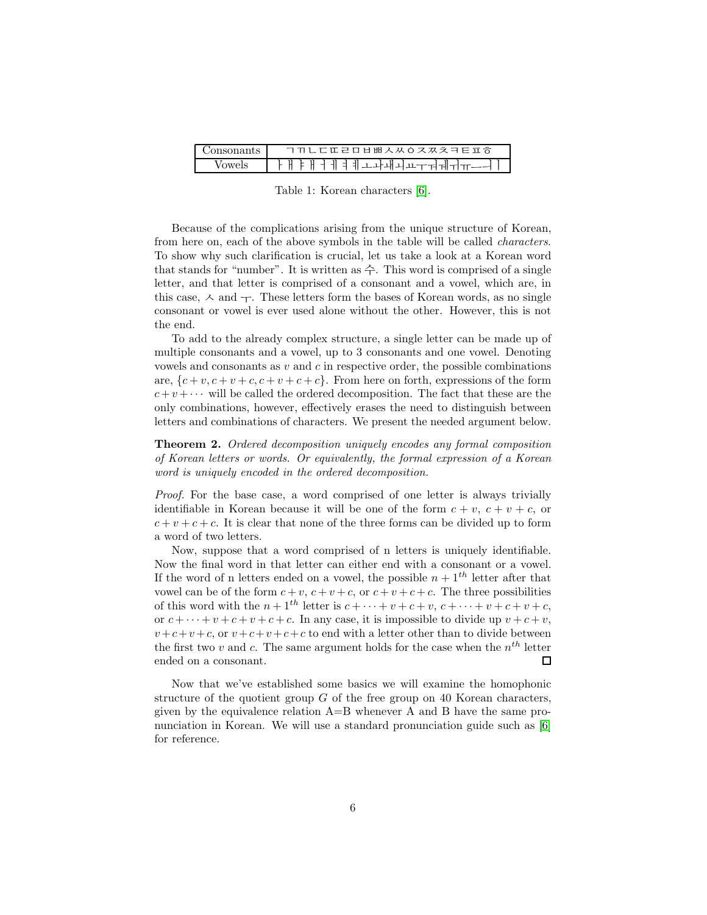| Consonants | ㄱㄲㄴㄷㄸㄹㅁㅂㅃㅅㅆㅇㅈㅉㅊㅋㅌㅍㅎ |
|---|---|
| Vowels | ㅏㅐㅑㅒㅓㅔㅕㅖㅗㅘㅙㅚㅛㅜㅝㅞㅟㅠㅡㅢㅣ |

Table 1: Korean characters [6].

Because of the complications arising from the unique structure of Korean, from here on, each of the above symbols in the table will be called *characters*. To show why such clarification is crucial, let us take a look at a Korean word that stands for "number". It is written as 수. This word is comprised of a single letter, and that letter is comprised of a consonant and a vowel, which are, in this case, ㅅ and ㅜ. These letters form the bases of Korean words, as no single consonant or vowel is ever used alone without the other. However, this is not the end.

To add to the already complex structure, a single letter can be made up of multiple consonants and a vowel, up to 3 consonants and one vowel. Denoting vowels and consonants as $v$ and $c$ in respective order, the possible combinations are, $\{c+v, c+v+c, c+v+c+c\}$. From here on forth, expressions of the form $c+v+\cdots$ will be called the ordered decomposition. The fact that these are the only combinations, however, effectively erases the need to distinguish between letters and combinations of characters. We present the needed argument below.

**Theorem 2.** *Ordered decomposition uniquely encodes any formal composition of Korean letters or words. Or equivalently, the formal expression of a Korean word is uniquely encoded in the ordered decomposition.*

*Proof.* For the base case, a word comprised of one letter is always trivially identifiable in Korean because it will be one of the form $c+v$, $c+v+c$, or $c+v+c+c$. It is clear that none of the three forms can be divided up to form a word of two letters.

Now, suppose that a word comprised of n letters is uniquely identifiable. Now the final word in that letter can either end with a consonant or a vowel. If the word of n letters ended on a vowel, the possible $n+1^{th}$ letter after that vowel can be of the form $c+v$, $c+v+c$, or $c+v+c+c$. The three possibilities of this word with the $n+1^{th}$ letter is $c+\cdots+v+c+v$, $c+\cdots+v+c+v+c$, or $c+\cdots+v+c+v+c+c$. In any case, it is impossible to divide up $v+c+v$, $v+c+v+c$, or $v+c+v+c+c$ to end with a letter other than to divide between the first two $v$ and $c$. The same argument holds for the case when the $n^{th}$ letter ended on a consonant. □

Now that we've established some basics we will examine the homophonic structure of the quotient group $G$ of the free group on 40 Korean characters, given by the equivalence relation A=B whenever A and B have the same pronunciation in Korean. We will use a standard pronunciation guide such as [6] for reference.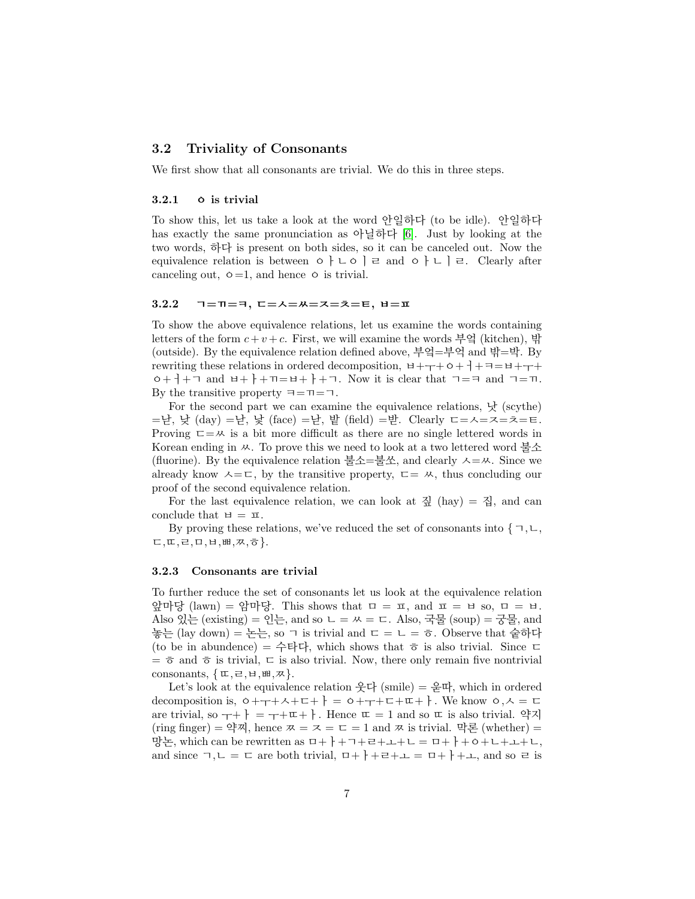## 3.2 Triviality of Consonants

We first show that all consonants are trivial. We do this in three steps.

### 3.2.1 ㅇ is trivial

To show this, let us take a look at the word 안일하다 (to be idle). 안일하다 has exactly the same pronunciation as 아닐하다 [6]. Just by looking at the two words, 하다 is present on both sides, so it can be canceled out. Now the equivalence relation is between ㅇㅏㄴㅇㅣㄹ and ㅇㅏㄴㅣㄹ. Clearly after canceling out, ㅇ=1, and hence ㅇ is trivial.

### 3.2.2 ㄱ=ㄲ=ㅋ, ㄷ=ㅅ=ㅆ=ㅈ=ㅊ=ㅌ, ㅂ=ㅍ

To show the above equivalence relations, let us examine the words containing letters of the form $c + v + c$. First, we will examine the words 부엌 (kitchen), 밖 (outside). By the equivalence relation defined above, 부엌=부억 and 밖=박. By rewriting these relations in ordered decomposition, ㅂ+ㅜ+ㅇ+ㅓ+ㅋ=ㅂ+ㅜ+ㅇ+ㅓ+ㄱ and ㅂ+ㅏ+ㄲ=ㅂ+ㅏ+ㄱ. Now it is clear that ㄱ=ㅋ and ㄱ=ㄲ. By the transitive property ㅋ=ㄲ=ㄱ.

For the second part we can examine the equivalence relations, 낫 (scythe) =낟, 낮 (day) =낟, 낯 (face) =낟, 밭 (field) =받. Clearly ㄷ=ㅅ=ㅈ=ㅊ=ㅌ. Proving ㄷ=ㅆ is a bit more difficult as there are no single lettered words in Korean ending in ㅆ. To prove this we need to look at a two lettered word 불소 (fluorine). By the equivalence relation 불소=불쏘, and clearly ㅅ=ㅆ. Since we already know ㅅ=ㄷ, by the transitive property, ㄷ= ㅆ, thus concluding our proof of the second equivalence relation.

For the last equivalence relation, we can look at 짚 (hay) = 집, and can conclude that ㅂ = ㅍ.

By proving these relations, we've reduced the set of consonants into {ㄱ,ㄴ, ㄷ,ㄸ,ㄹ,ㅁ,ㅂ,ㅃ,ㅉ,ㅎ}.

### 3.2.3 Consonants are trivial

To further reduce the set of consonants let us look at the equivalence relation 앞마당 (lawn) = 암마당. This shows that ㅁ = ㅍ, and ㅍ = ㅂ so, ㅁ = ㅂ. Also 있는 (existing) = 인는, and so ㄴ = ㅆ = ㄷ. Also, 국물 (soup) = 궁물, and 놓는 (lay down) = 논는, so ㄱ is trivial and ㄷ = ㄴ = ㅎ. Observe that 숱하다 (to be in abundence) = 수타다, which shows that ㅎ is also trivial. Since ㄷ = ㅎ and ㅎ is trivial, ㄷ is also trivial. Now, there only remain five nontrivial consonants, {ㄸ,ㄹ,ㅂ,ㅃ,ㅉ}.

Let's look at the equivalence relation 웃다 (smile) = 욷따, which in ordered decomposition is, ㅇ+ㅜ+ㅅ+ㄷ+ㅏ = ㅇ+ㅜ+ㄷ+ㄸ+ㅏ. We know ㅇ,ㅅ = ㄷ are trivial, so ㅜ+ㅏ = ㅜ+ㄸ+ㅏ. Hence ㄸ = 1 and so ㄸ is also trivial. 약지 (ring finger) = 약찌, hence ㅉ = ㅈ = ㄷ = 1 and ㅉ is trivial. 막론 (whether) = 망논, which can be rewritten as ㅁ+ㅏ+ㄱ+ㄹ+ㅗ+ㄴ = ㅁ+ㅏ+ㅇ+ㄴ+ㅗ+ㄴ, and since ㄱ,ㄴ = ㄷ are both trivial, ㅁ+ㅏ+ㄹ+ㅗ = ㅁ+ㅏ+ㅗ, and so ㄹ is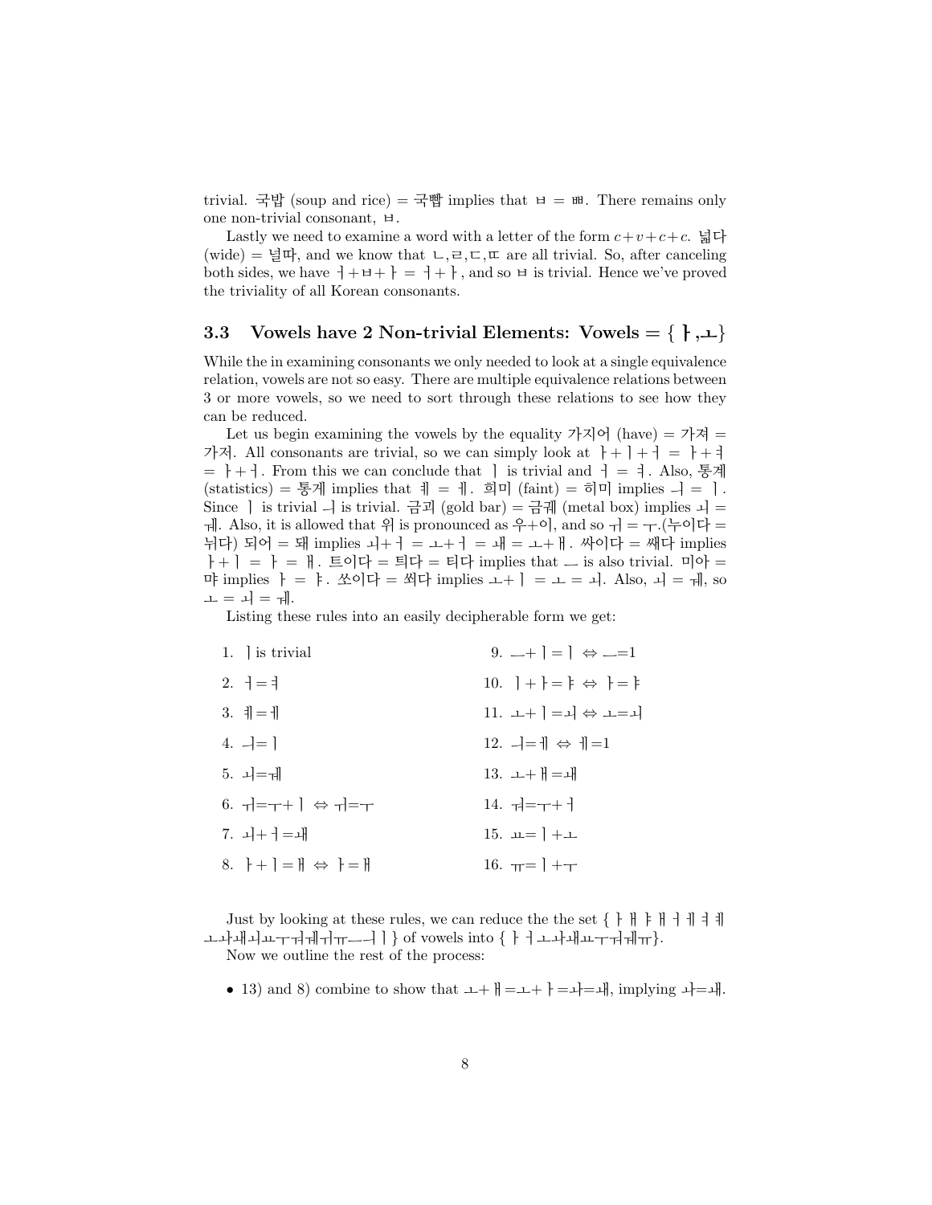trivial. 국밥 (soup and rice) = 국빱 implies that ㅂ = ㅃ. There remains only one non-trivial consonant, ㅂ.

Lastly we need to examine a word with a letter of the form $c+v+c+c$. 넓다 (wide) = 널따, and we know that ㄴ,ㄹ,ㄷ,ㄸ are all trivial. So, after canceling both sides, we have ㅓ+ㅂ+ㅏ = ㅓ+ㅏ, and so ㅂ is trivial. Hence we've proved the triviality of all Korean consonants.

### 3.3 Vowels have 2 Non-trivial Elements: Vowels = {ㅏ,ㅗ}

While the in examining consonants we only needed to look at a single equivalence relation, vowels are not so easy. There are multiple equivalence relations between 3 or more vowels, so we need to sort through these relations to see how they can be reduced.

Let us begin examining the vowels by the equality 가지어 (have) = 가져 = 가저. All consonants are trivial, so we can simply look at ㅏ+ㅣ+ㅓ = ㅏ+ㅕ = ㅏ+ㅓ. From this we can conclude that ㅣ is trivial and ㅓ = ㅕ. Also, 통계 (statistics) = 통게 implies that ㅖ = ㅔ. 희미 (faint) = 히미 implies ㅢ = ㅣ. Since ㅣ is trivial ㅢ is trivial. 금괴 (gold bar) = 금궤 (metal box) implies ㅚ = ㅞ. Also, it is allowed that 위 is pronounced as 우+이, and so ㅟ = ㅜ.(누이다 = 뉘다) 되어 = 돼 implies ㅚ+ㅓ = ㅗ+ㅓ = ㅙ = ㅗ+ㅐ. 싸이다 = 쌔다 implies ㅏ+ㅣ = ㅏ = ㅐ. 트이다 = 틔다 = 티다 implies that ㅡ is also trivial. 미아 = 먀 implies ㅏ = ㅑ. 쏘이다 = 쐬다 implies ㅗ+ㅣ = ㅗ = ㅚ. Also, ㅚ = ㅞ, so ㅗ = ㅚ = ㅞ.

Listing these rules into an easily decipherable form we get:

1. ㅣ is trivial
2. ㅓ=ㅕ
3. ㅖ=ㅔ
4. ㅢ=ㅣ
5. ㅚ=ㅞ
6. ㅟ=ㅜ+ㅣ ⇔ ㅟ=ㅜ
7. ㅚ+ㅓ=ㅙ
8. ㅏ+ㅣ=ㅐ ⇔ ㅏ=ㅐ
9. ㅡ+ㅣ=ㅣ ⇔ ㅡ=1
10. ㅣ+ㅏ=ㅑ ⇔ ㅏ=ㅑ
11. ㅗ+ㅣ=ㅚ ⇔ ㅗ=ㅚ
12. ㅢ=ㅔ ⇔ ㅔ=1
13. ㅗ+ㅐ=ㅙ
14. ㅝ=ㅜ+ㅓ
15. ㅛ=ㅣ+ㅗ
16. ㅠ=ㅣ+ㅜ

Just by looking at these rules, we can reduce the the set {ㅏㅐㅑㅒㅓㅔㅕㅖㅗㅘㅙㅚㅛㅜㅝㅞㅟㅠㅡㅢㅣ} of vowels into {ㅏㅓㅗㅘㅙㅛㅜㅝㅞㅠ}.

Now we outline the rest of the process:

- 13) and 8) combine to show that ㅗ+ㅐ=ㅗ+ㅏ=ㅘ=ㅙ, implying ㅘ=ㅙ.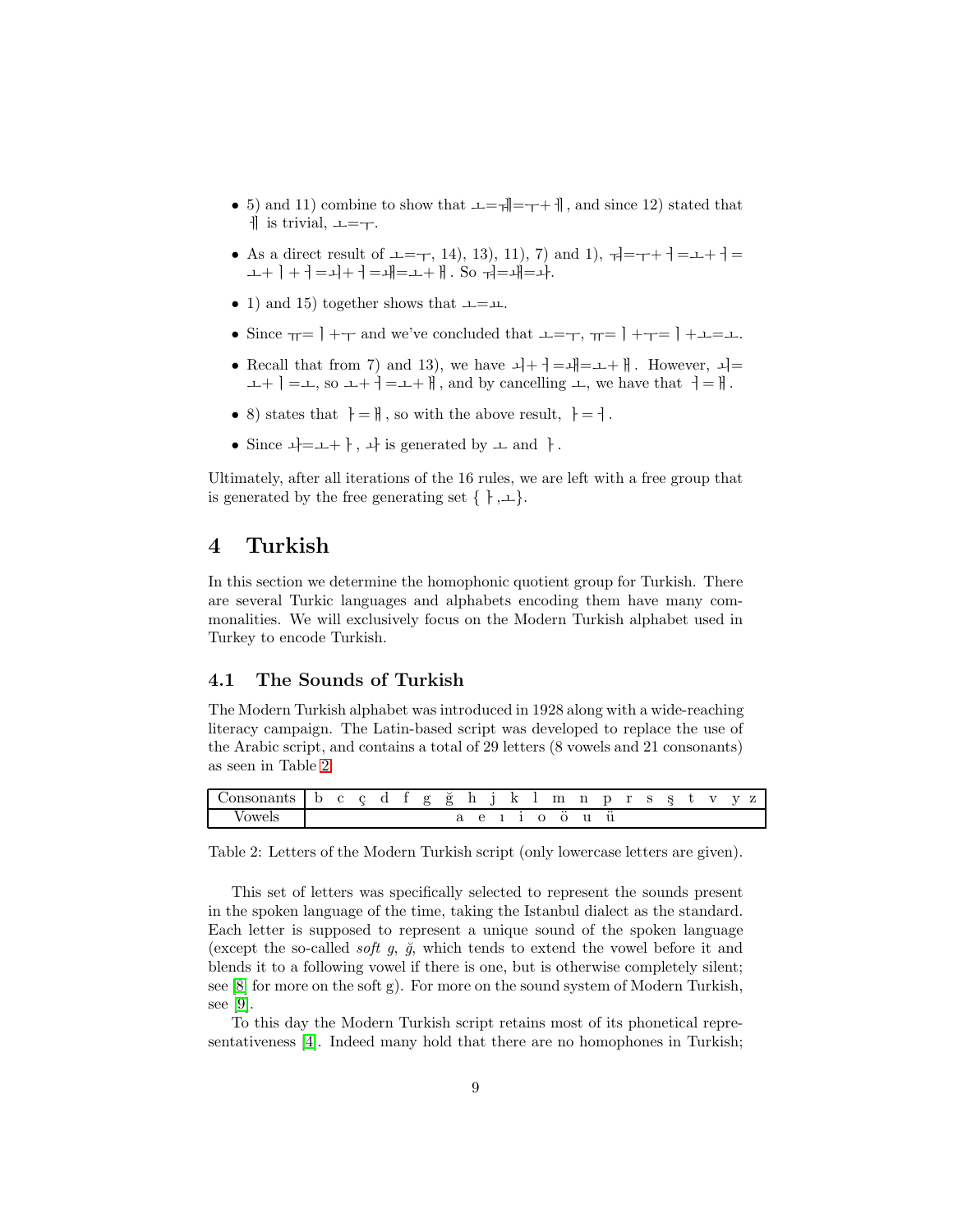- 5) and 11) combine to show that ㅗ=ㅞ=ㅜ+ㅔ, and since 12) stated that ㅔ is trivial, ㅗ=ㅜ.
- As a direct result of ㅗ=ㅜ, 14), 13), 11), 7) and 1), ㅝ=ㅜ+ㅓ=ㅗ+ㅓ= ㅗ+ㅣ+ㅓ=ㅚ+ㅓ=ㅙ=ㅗ+ㅐ. So ㅝ=ㅙ=ㅘ.
- 1) and 15) together shows that ㅗ=ㅛ.
- Since ㅠ=ㅣ+ㅜ and we've concluded that ㅗ=ㅜ, ㅠ=ㅣ+ㅜ=ㅣ+ㅗ=ㅗ.
- Recall that from 7) and 13), we have ㅚ+ㅓ=ㅙ=ㅗ+ㅐ. However, ㅚ= ㅗ+ㅣ=ㅗ, so ㅗ+ㅓ=ㅗ+ㅐ, and by cancelling ㅗ, we have that ㅓ=ㅐ.
- 8) states that ㅏ=ㅐ, so with the above result, ㅏ=ㅓ.
- Since ㅘ=ㅗ+ㅏ, ㅘ is generated by ㅗ and ㅏ.

Ultimately, after all iterations of the 16 rules, we are left with a free group that is generated by the free generating set {ㅏ,ㅗ}.

# 4 Turkish

In this section we determine the homophonic quotient group for Turkish. There are several Turkic languages and alphabets encoding them have many commonalities. We will exclusively focus on the Modern Turkish alphabet used in Turkey to encode Turkish.

## 4.1 The Sounds of Turkish

The Modern Turkish alphabet was introduced in 1928 along with a wide-reaching literacy campaign. The Latin-based script was developed to replace the use of the Arabic script, and contains a total of 29 letters (8 vowels and 21 consonants) as seen in Table 2.

| Consonants | b c ç d f g ğ h j k l m n p r s ş t v y z |
|---|---|
| Vowels | a e ı i o ö u ü |

Table 2: Letters of the Modern Turkish script (only lowercase letters are given).

This set of letters was specifically selected to represent the sounds present in the spoken language of the time, taking the Istanbul dialect as the standard. Each letter is supposed to represent a unique sound of the spoken language (except the so-called *soft g*, ğ, which tends to extend the vowel before it and blends it to a following vowel if there is one, but is otherwise completely silent; see [8] for more on the soft g). For more on the sound system of Modern Turkish, see [9].

To this day the Modern Turkish script retains most of its phonetical representativeness [4]. Indeed many hold that there are no homophones in Turkish;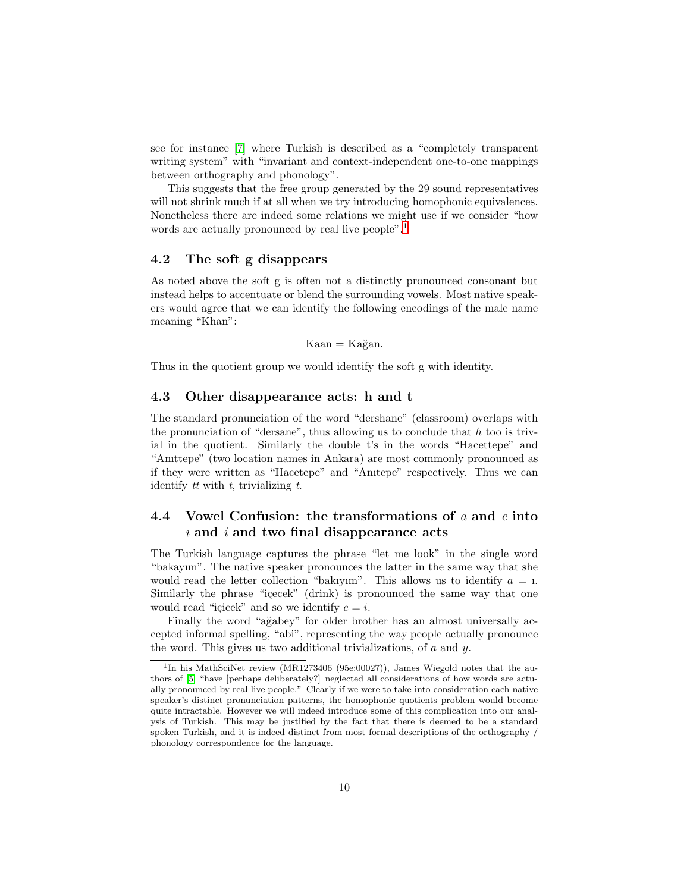see for instance [7] where Turkish is described as a "completely transparent writing system" with "invariant and context-independent one-to-one mappings between orthography and phonology".

This suggests that the free group generated by the 29 sound representatives will not shrink much if at all when we try introducing homophonic equivalences. Nonetheless there are indeed some relations we might use if we consider "how words are actually pronounced by real live people".[1]

## 4.2 The soft g disappears

As noted above the soft g is often not a distinctly pronounced consonant but instead helps to accentuate or blend the surrounding vowels. Most native speakers would agree that we can identify the following encodings of the male name meaning "Khan":

$$\text{Kaan} = \text{Kağan}.$$

Thus in the quotient group we would identify the soft g with identity.

## 4.3 Other disappearance acts: h and t

The standard pronunciation of the word "dershane" (classroom) overlaps with the pronunciation of "dersane", thus allowing us to conclude that $h$ too is trivial in the quotient. Similarly the double t's in the words "Hacettepe" and "Anıttepe" (two location names in Ankara) are most commonly pronounced as if they were written as "Hacetepe" and "Anıtepe" respectively. Thus we can identify $tt$ with $t$, trivializing $t$.

## 4.4 Vowel Confusion: the transformations of $a$ and $e$ into $ı$ and $i$ and two final disappearance acts

The Turkish language captures the phrase "let me look" in the single word "bakayım". The native speaker pronounces the latter in the same way that she would read the letter collection "bakıyım". This allows us to identify $a = ı$. Similarly the phrase "içecek" (drink) is pronounced the same way that one would read "içicek" and so we identify $e = i$.

Finally the word "ağabey" for older brother has an almost universally accepted informal spelling, "abi", representing the way people actually pronounce the word. This gives us two additional trivializations, of $a$ and $y$.

---

[1] In his MathSciNet review (MR1273406 (95e:00027)), James Wiegold notes that the authors of [5] "have [perhaps deliberately?] neglected all considerations of how words are actually pronounced by real live people." Clearly if we were to take into consideration each native speaker's distinct pronunciation patterns, the homophonic quotients problem would become quite intractable. However we will indeed introduce some of this complication into our analysis of Turkish. This may be justified by the fact that there is deemed to be a standard spoken Turkish, and it is indeed distinct from most formal descriptions of the orthography / phonology correspondence for the language.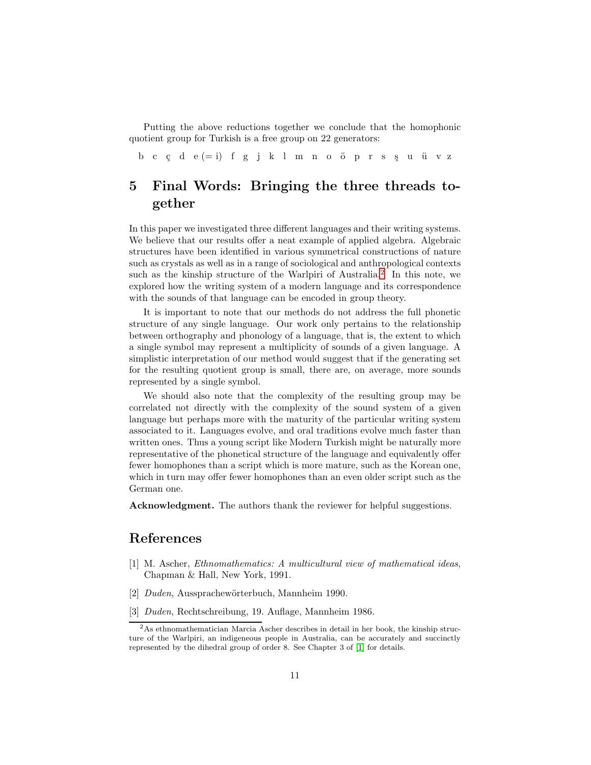Putting the above reductions together we conclude that the homophonic quotient group for Turkish is a free group on 22 generators:

b c ç d e (= i) f g j k l m n o ö p r s ş u ü v z

## 5 Final Words: Bringing the three threads together

In this paper we investigated three different languages and their writing systems. We believe that our results offer a neat example of applied algebra. Algebraic structures have been identified in various symmetrical constructions of nature such as crystals as well as in a range of sociological and anthropological contexts such as the kinship structure of the Warlpiri of Australia.[2] In this note, we explored how the writing system of a modern language and its correspondence with the sounds of that language can be encoded in group theory.

It is important to note that our methods do not address the full phonetic structure of any single language. Our work only pertains to the relationship between orthography and phonology of a language, that is, the extent to which a single symbol may represent a multiplicity of sounds of a given language. A simplistic interpretation of our method would suggest that if the generating set for the resulting quotient group is small, there are, on average, more sounds represented by a single symbol.

We should also note that the complexity of the resulting group may be correlated not directly with the complexity of the sound system of a given language but perhaps more with the maturity of the particular writing system associated to it. Languages evolve, and oral traditions evolve much faster than written ones. Thus a young script like Modern Turkish might be naturally more representative of the phonetical structure of the language and equivalently offer fewer homophones than a script which is more mature, such as the Korean one, which in turn may offer fewer homophones than an even older script such as the German one.

**Acknowledgment.** The authors thank the reviewer for helpful suggestions.

## References

[1] M. Ascher, *Ethnomathematics: A multicultural view of mathematical ideas*, Chapman & Hall, New York, 1991.

[2] *Duden*, Aussprachewörterbuch, Mannheim 1990.

[3] *Duden*, Rechtschreibung, 19. Auflage, Mannheim 1986.

[2] As ethnomathematician Marcia Ascher describes in detail in her book, the kinship structure of the Warlpiri, an indigeneous people in Australia, can be accurately and succinctly represented by the dihedral group of order 8. See Chapter 3 of [1] for details.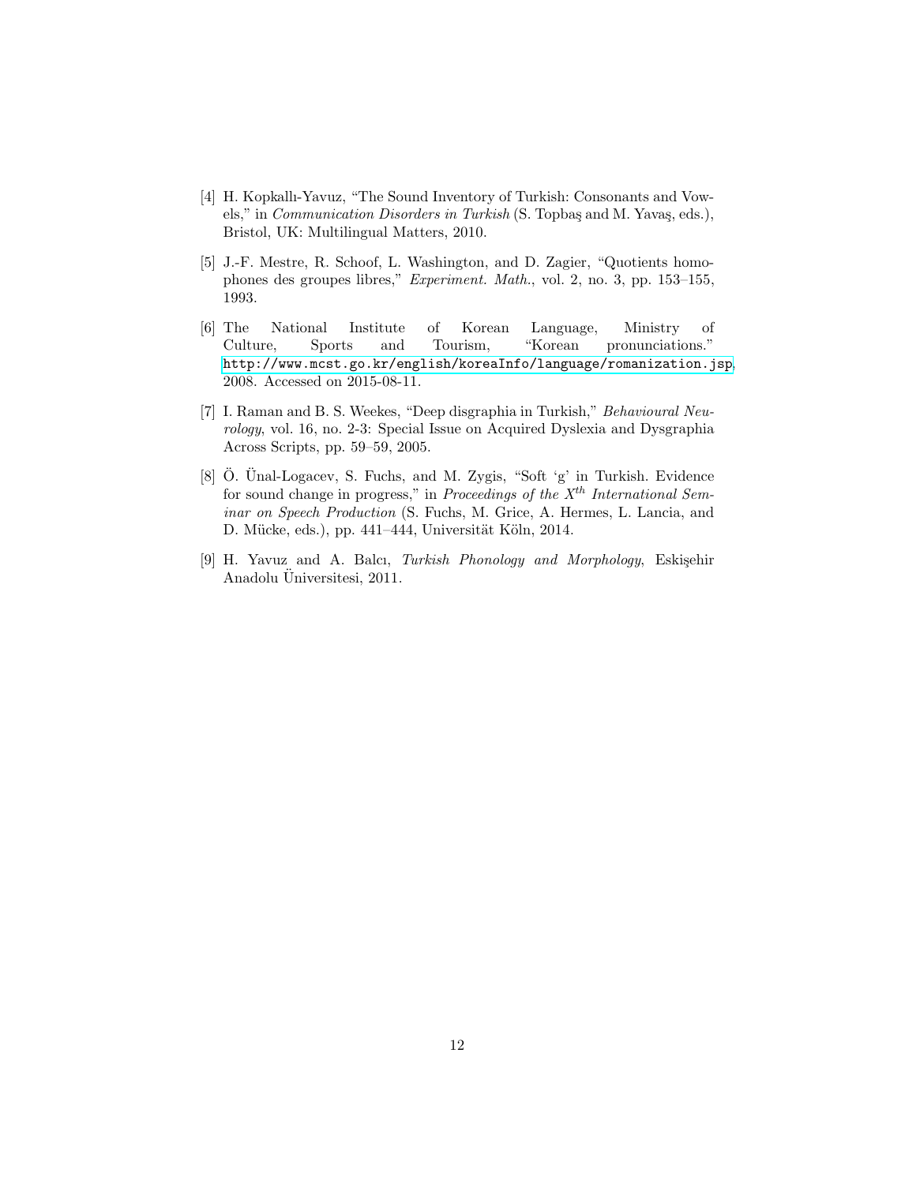[4] H. Kopkallı-Yavuz, "The Sound Inventory of Turkish: Consonants and Vowels," in *Communication Disorders in Turkish* (S. Topbaş and M. Yavaş, eds.), Bristol, UK: Multilingual Matters, 2010.

[5] J.-F. Mestre, R. Schoof, L. Washington, and D. Zagier, "Quotients homophones des groupes libres," *Experiment. Math.*, vol. 2, no. 3, pp. 153–155, 1993.

[6] The National Institute of Korean Language, Ministry of Culture, Sports and Tourism, "Korean pronunciations." http://www.mcst.go.kr/english/koreaInfo/language/romanization.jsp, 2008. Accessed on 2015-08-11.

[7] I. Raman and B. S. Weekes, "Deep disgraphia in Turkish," *Behavioural Neurology*, vol. 16, no. 2-3: Special Issue on Acquired Dyslexia and Dysgraphia Across Scripts, pp. 59–59, 2005.

[8] Ö. Ünal-Logacev, S. Fuchs, and M. Zygis, "Soft 'g' in Turkish. Evidence for sound change in progress," in *Proceedings of the X^th^ International Seminar on Speech Production* (S. Fuchs, M. Grice, A. Hermes, L. Lancia, and D. Mücke, eds.), pp. 441–444, Universität Köln, 2014.

[9] H. Yavuz and A. Balcı, *Turkish Phonology and Morphology*, Eskişehir Anadolu Üniversitesi, 2011.